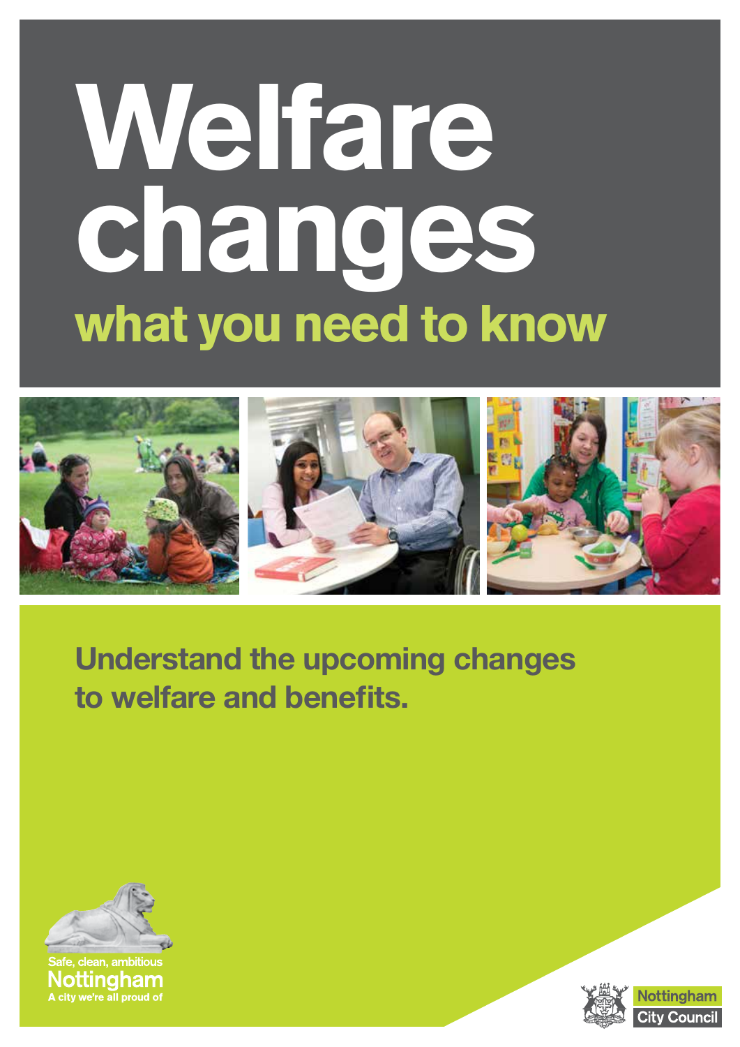# Welfare changes

## what you need to know

Understand the upcoming changes to welfare and benefits.

Safe, clean, ambitious
Nottingham
A city we're all proud of

Nottingham City Council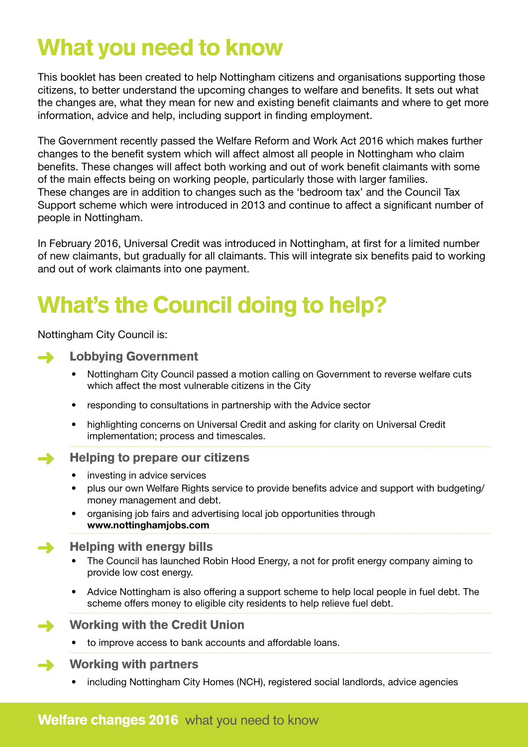# What you need to know

This booklet has been created to help Nottingham citizens and organisations supporting those citizens, to better understand the upcoming changes to welfare and benefits. It sets out what the changes are, what they mean for new and existing benefit claimants and where to get more information, advice and help, including support in finding employment.

The Government recently passed the Welfare Reform and Work Act 2016 which makes further changes to the benefit system which will affect almost all people in Nottingham who claim benefits. These changes will affect both working and out of work benefit claimants with some of the main effects being on working people, particularly those with larger families. These changes are in addition to changes such as the 'bedroom tax' and the Council Tax Support scheme which were introduced in 2013 and continue to affect a significant number of people in Nottingham.

In February 2016, Universal Credit was introduced in Nottingham, at first for a limited number of new claimants, but gradually for all claimants. This will integrate six benefits paid to working and out of work claimants into one payment.

# What's the Council doing to help?

Nottingham City Council is:

### Lobbying Government

- Nottingham City Council passed a motion calling on Government to reverse welfare cuts which affect the most vulnerable citizens in the City
- responding to consultations in partnership with the Advice sector
- highlighting concerns on Universal Credit and asking for clarity on Universal Credit implementation; process and timescales.

### Helping to prepare our citizens

- investing in advice services
- plus our own Welfare Rights service to provide benefits advice and support with budgeting/ money management and debt.
- organising job fairs and advertising local job opportunities through **www.nottinghamjobs.com**

### Helping with energy bills

- The Council has launched Robin Hood Energy, a not for profit energy company aiming to provide low cost energy.
- Advice Nottingham is also offering a support scheme to help local people in fuel debt. The scheme offers money to eligible city residents to help relieve fuel debt.

### Working with the Credit Union

- to improve access to bank accounts and affordable loans.

### Working with partners

- including Nottingham City Homes (NCH), registered social landlords, advice agencies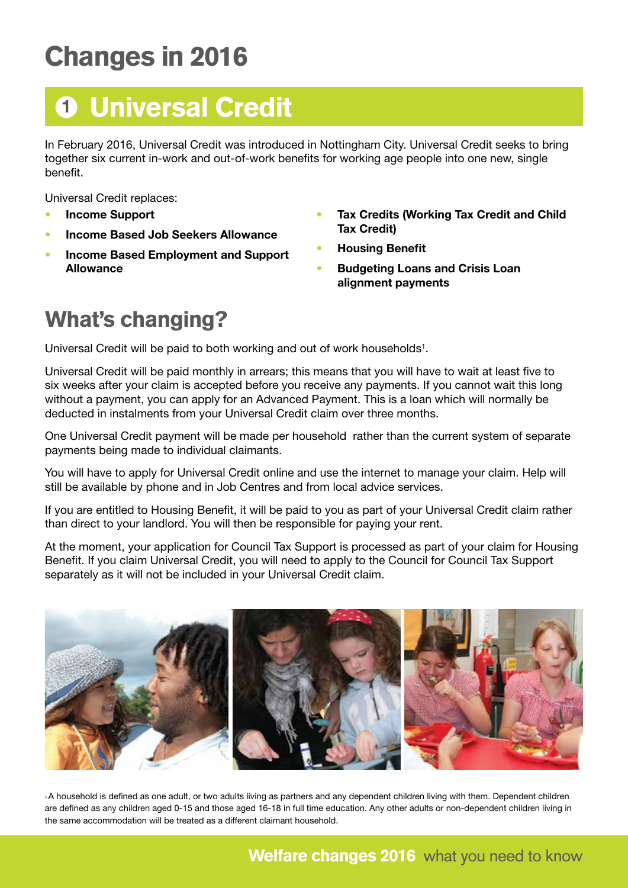# Changes in 2016

## 1 Universal Credit

In February 2016, Universal Credit was introduced in Nottingham City. Universal Credit seeks to bring together six current in-work and out-of-work benefits for working age people into one new, single benefit.

Universal Credit replaces:

- **Income Support**
- **Income Based Job Seekers Allowance**
- **Income Based Employment and Support Allowance**
- **Tax Credits (Working Tax Credit and Child Tax Credit)**
- **Housing Benefit**
- **Budgeting Loans and Crisis Loan alignment payments**

## What's changing?

Universal Credit will be paid to both working and out of work households[1].

Universal Credit will be paid monthly in arrears; this means that you will have to wait at least five to six weeks after your claim is accepted before you receive any payments. If you cannot wait this long without a payment, you can apply for an Advanced Payment. This is a loan which will normally be deducted in instalments from your Universal Credit claim over three months.

One Universal Credit payment will be made per household rather than the current system of separate payments being made to individual claimants.

You will have to apply for Universal Credit online and use the internet to manage your claim. Help will still be available by phone and in Job Centres and from local advice services.

If you are entitled to Housing Benefit, it will be paid to you as part of your Universal Credit claim rather than direct to your landlord. You will then be responsible for paying your rent.

At the moment, your application for Council Tax Support is processed as part of your claim for Housing Benefit. If you claim Universal Credit, you will need to apply to the Council for Council Tax Support separately as it will not be included in your Universal Credit claim.

[1] A household is defined as one adult, or two adults living as partners and any dependent children living with them. Dependent children are defined as any children aged 0-15 and those aged 16-18 in full time education. Any other adults or non-dependent children living in the same accommodation will be treated as a different claimant household.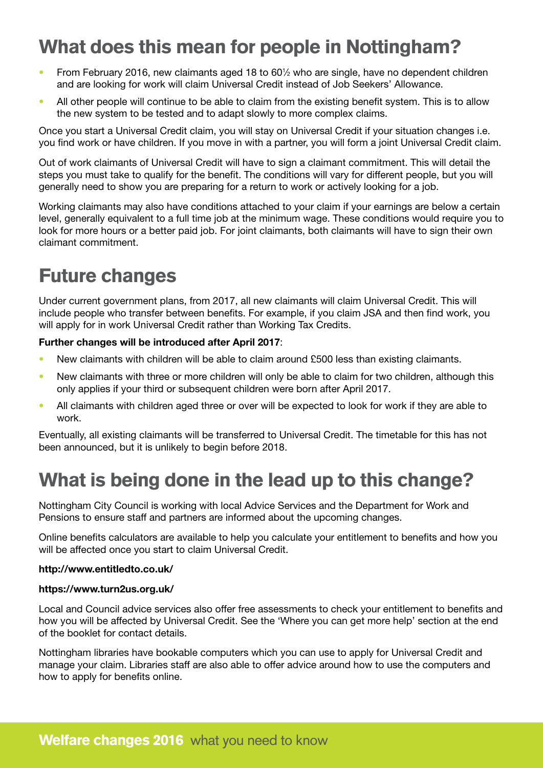## What does this mean for people in Nottingham?

- From February 2016, new claimants aged 18 to 60½ who are single, have no dependent children and are looking for work will claim Universal Credit instead of Job Seekers' Allowance.
- All other people will continue to be able to claim from the existing benefit system. This is to allow the new system to be tested and to adapt slowly to more complex claims.

Once you start a Universal Credit claim, you will stay on Universal Credit if your situation changes i.e. you find work or have children. If you move in with a partner, you will form a joint Universal Credit claim.

Out of work claimants of Universal Credit will have to sign a claimant commitment. This will detail the steps you must take to qualify for the benefit. The conditions will vary for different people, but you will generally need to show you are preparing for a return to work or actively looking for a job.

Working claimants may also have conditions attached to your claim if your earnings are below a certain level, generally equivalent to a full time job at the minimum wage. These conditions would require you to look for more hours or a better paid job. For joint claimants, both claimants will have to sign their own claimant commitment.

## Future changes

Under current government plans, from 2017, all new claimants will claim Universal Credit. This will include people who transfer between benefits. For example, if you claim JSA and then find work, you will apply for in work Universal Credit rather than Working Tax Credits.

**Further changes will be introduced after April 2017**:

- New claimants with children will be able to claim around £500 less than existing claimants.
- New claimants with three or more children will only be able to claim for two children, although this only applies if your third or subsequent children were born after April 2017.
- All claimants with children aged three or over will be expected to look for work if they are able to work.

Eventually, all existing claimants will be transferred to Universal Credit. The timetable for this has not been announced, but it is unlikely to begin before 2018.

## What is being done in the lead up to this change?

Nottingham City Council is working with local Advice Services and the Department for Work and Pensions to ensure staff and partners are informed about the upcoming changes.

Online benefits calculators are available to help you calculate your entitlement to benefits and how you will be affected once you start to claim Universal Credit.

**http://www.entitledto.co.uk/**

**https://www.turn2us.org.uk/**

Local and Council advice services also offer free assessments to check your entitlement to benefits and how you will be affected by Universal Credit. See the 'Where you can get more help' section at the end of the booklet for contact details.

Nottingham libraries have bookable computers which you can use to apply for Universal Credit and manage your claim. Libraries staff are also able to offer advice around how to use the computers and how to apply for benefits online.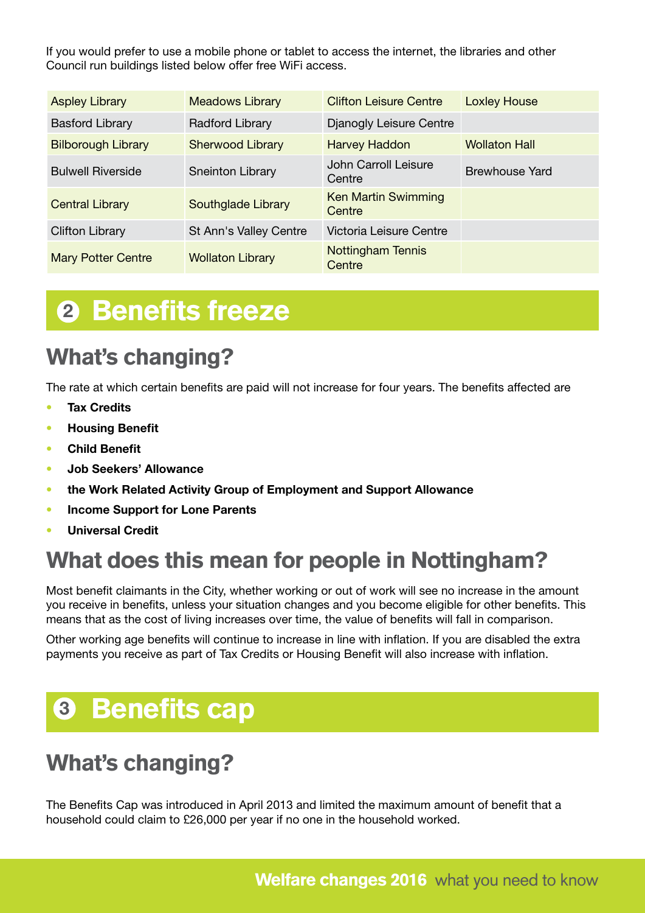If you would prefer to use a mobile phone or tablet to access the internet, the libraries and other Council run buildings listed below offer free WiFi access.

| | | | |
|---|---|---|---|
| Aspley Library | Meadows Library | Clifton Leisure Centre | Loxley House |
| Basford Library | Radford Library | Djanogly Leisure Centre | |
| Bilborough Library | Sherwood Library | Harvey Haddon | Wollaton Hall |
| Bulwell Riverside | Sneinton Library | John Carroll Leisure Centre | Brewhouse Yard |
| Central Library | Southglade Library | Ken Martin Swimming Centre | |
| Clifton Library | St Ann's Valley Centre | Victoria Leisure Centre | |
| Mary Potter Centre | Wollaton Library | Nottingham Tennis Centre | |

# 2 Benefits freeze

## What's changing?

The rate at which certain benefits are paid will not increase for four years. The benefits affected are

- **Tax Credits**
- **Housing Benefit**
- **Child Benefit**
- **Job Seekers' Allowance**
- **the Work Related Activity Group of Employment and Support Allowance**
- **Income Support for Lone Parents**
- **Universal Credit**

## What does this mean for people in Nottingham?

Most benefit claimants in the City, whether working or out of work will see no increase in the amount you receive in benefits, unless your situation changes and you become eligible for other benefits. This means that as the cost of living increases over time, the value of benefits will fall in comparison.

Other working age benefits will continue to increase in line with inflation. If you are disabled the extra payments you receive as part of Tax Credits or Housing Benefit will also increase with inflation.

# 3 Benefits cap

## What's changing?

The Benefits Cap was introduced in April 2013 and limited the maximum amount of benefit that a household could claim to £26,000 per year if no one in the household worked.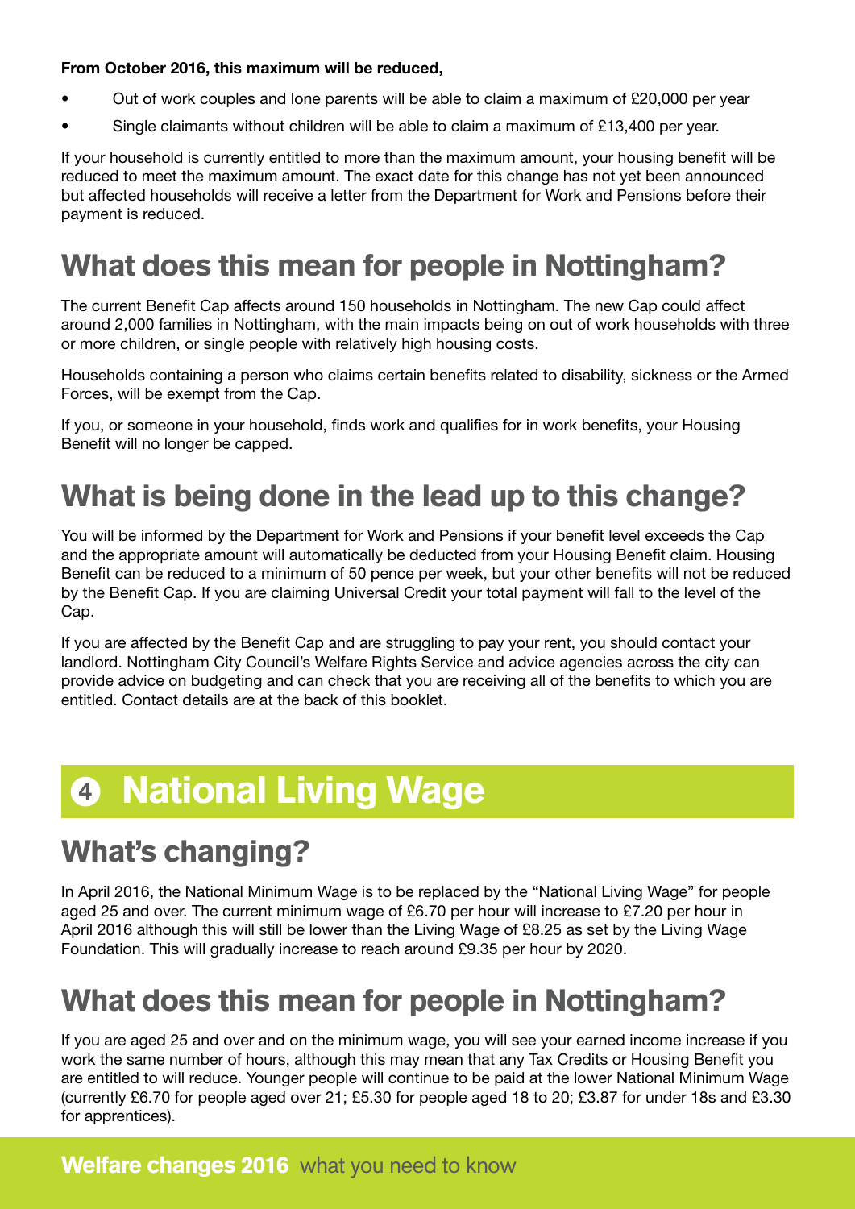**From October 2016, this maximum will be reduced,**

- Out of work couples and lone parents will be able to claim a maximum of £20,000 per year
- Single claimants without children will be able to claim a maximum of £13,400 per year.

If your household is currently entitled to more than the maximum amount, your housing benefit will be reduced to meet the maximum amount. The exact date for this change has not yet been announced but affected households will receive a letter from the Department for Work and Pensions before their payment is reduced.

## What does this mean for people in Nottingham?

The current Benefit Cap affects around 150 households in Nottingham. The new Cap could affect around 2,000 families in Nottingham, with the main impacts being on out of work households with three or more children, or single people with relatively high housing costs.

Households containing a person who claims certain benefits related to disability, sickness or the Armed Forces, will be exempt from the Cap.

If you, or someone in your household, finds work and qualifies for in work benefits, your Housing Benefit will no longer be capped.

## What is being done in the lead up to this change?

You will be informed by the Department for Work and Pensions if your benefit level exceeds the Cap and the appropriate amount will automatically be deducted from your Housing Benefit claim. Housing Benefit can be reduced to a minimum of 50 pence per week, but your other benefits will not be reduced by the Benefit Cap. If you are claiming Universal Credit your total payment will fall to the level of the Cap.

If you are affected by the Benefit Cap and are struggling to pay your rent, you should contact your landlord. Nottingham City Council's Welfare Rights Service and advice agencies across the city can provide advice on budgeting and can check that you are receiving all of the benefits to which you are entitled. Contact details are at the back of this booklet.

# 4 National Living Wage

## What's changing?

In April 2016, the National Minimum Wage is to be replaced by the "National Living Wage" for people aged 25 and over. The current minimum wage of £6.70 per hour will increase to £7.20 per hour in April 2016 although this will still be lower than the Living Wage of £8.25 as set by the Living Wage Foundation. This will gradually increase to reach around £9.35 per hour by 2020.

## What does this mean for people in Nottingham?

If you are aged 25 and over and on the minimum wage, you will see your earned income increase if you work the same number of hours, although this may mean that any Tax Credits or Housing Benefit you are entitled to will reduce. Younger people will continue to be paid at the lower National Minimum Wage (currently £6.70 for people aged over 21; £5.30 for people aged 18 to 20; £3.87 for under 18s and £3.30 for apprentices).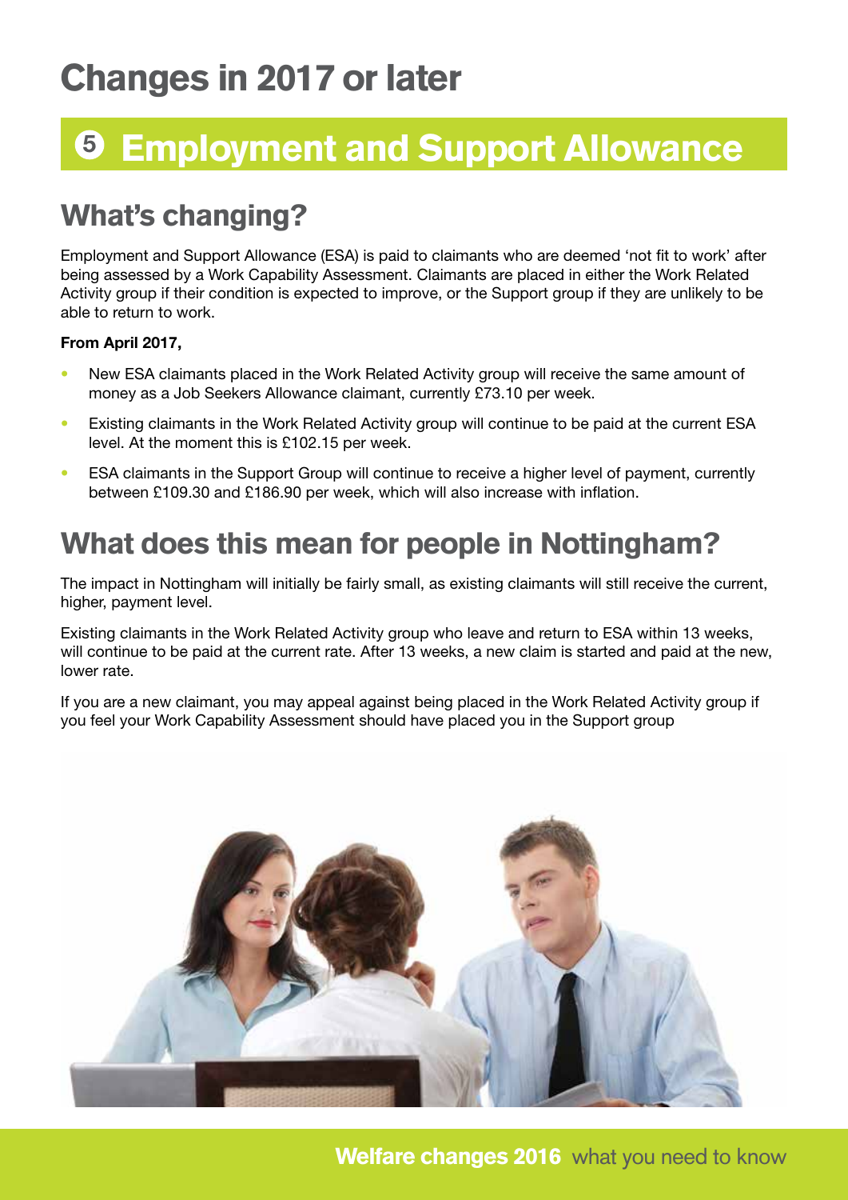# Changes in 2017 or later

## 5 Employment and Support Allowance

### What's changing?

Employment and Support Allowance (ESA) is paid to claimants who are deemed 'not fit to work' after being assessed by a Work Capability Assessment. Claimants are placed in either the Work Related Activity group if their condition is expected to improve, or the Support group if they are unlikely to be able to return to work.

**From April 2017,**

- New ESA claimants placed in the Work Related Activity group will receive the same amount of money as a Job Seekers Allowance claimant, currently £73.10 per week.
- Existing claimants in the Work Related Activity group will continue to be paid at the current ESA level. At the moment this is £102.15 per week.
- ESA claimants in the Support Group will continue to receive a higher level of payment, currently between £109.30 and £186.90 per week, which will also increase with inflation.

### What does this mean for people in Nottingham?

The impact in Nottingham will initially be fairly small, as existing claimants will still receive the current, higher, payment level.

Existing claimants in the Work Related Activity group who leave and return to ESA within 13 weeks, will continue to be paid at the current rate. After 13 weeks, a new claim is started and paid at the new, lower rate.

If you are a new claimant, you may appeal against being placed in the Work Related Activity group if you feel your Work Capability Assessment should have placed you in the Support group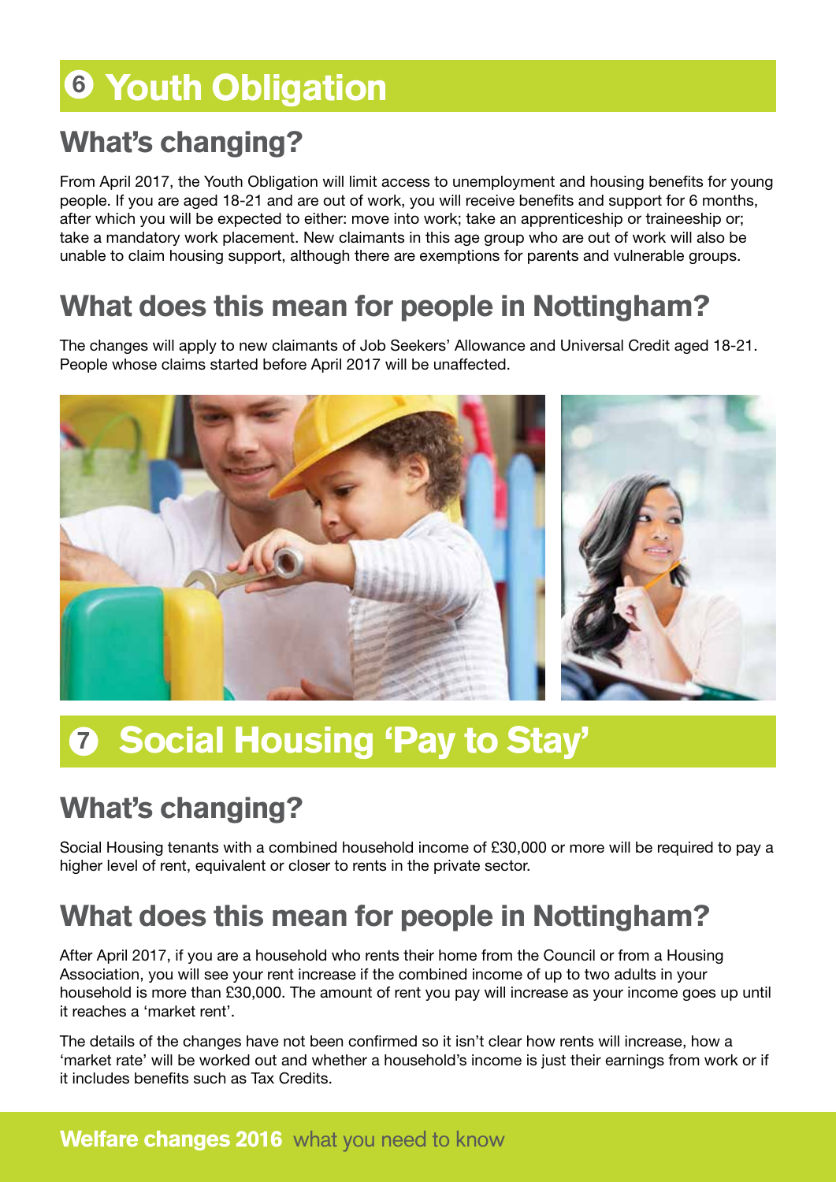# 6 Youth Obligation

## What's changing?

From April 2017, the Youth Obligation will limit access to unemployment and housing benefits for young people. If you are aged 18-21 and are out of work, you will receive benefits and support for 6 months, after which you will be expected to either: move into work; take an apprenticeship or traineeship or; take a mandatory work placement. New claimants in this age group who are out of work will also be unable to claim housing support, although there are exemptions for parents and vulnerable groups.

## What does this mean for people in Nottingham?

The changes will apply to new claimants of Job Seekers' Allowance and Universal Credit aged 18-21. People whose claims started before April 2017 will be unaffected.

# 7 Social Housing 'Pay to Stay'

## What's changing?

Social Housing tenants with a combined household income of £30,000 or more will be required to pay a higher level of rent, equivalent or closer to rents in the private sector.

## What does this mean for people in Nottingham?

After April 2017, if you are a household who rents their home from the Council or from a Housing Association, you will see your rent increase if the combined income of up to two adults in your household is more than £30,000. The amount of rent you pay will increase as your income goes up until it reaches a 'market rent'.

The details of the changes have not been confirmed so it isn't clear how rents will increase, how a 'market rate' will be worked out and whether a household's income is just their earnings from work or if it includes benefits such as Tax Credits.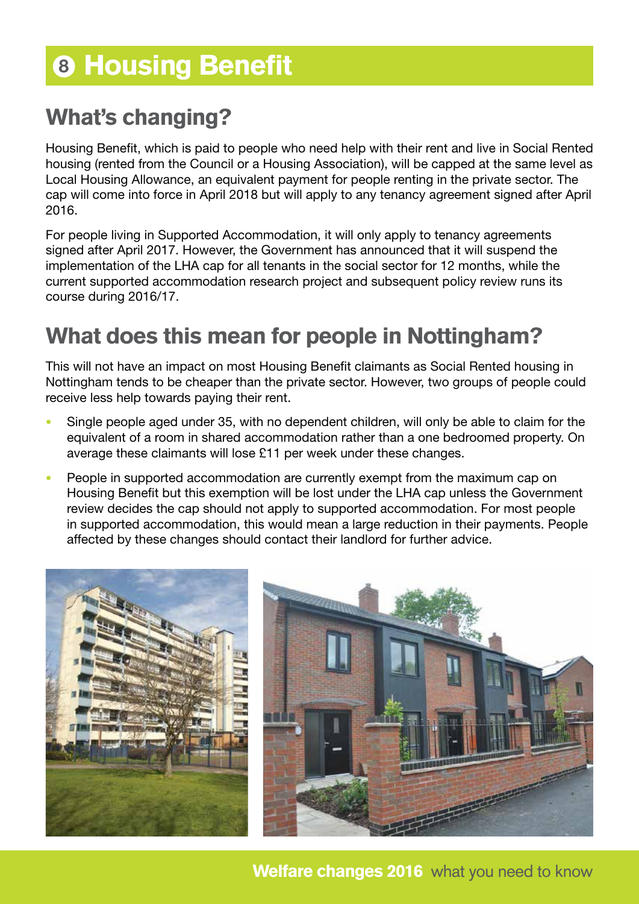# 8 Housing Benefit

## What's changing?

Housing Benefit, which is paid to people who need help with their rent and live in Social Rented housing (rented from the Council or a Housing Association), will be capped at the same level as Local Housing Allowance, an equivalent payment for people renting in the private sector. The cap will come into force in April 2018 but will apply to any tenancy agreement signed after April 2016.

For people living in Supported Accommodation, it will only apply to tenancy agreements signed after April 2017. However, the Government has announced that it will suspend the implementation of the LHA cap for all tenants in the social sector for 12 months, while the current supported accommodation research project and subsequent policy review runs its course during 2016/17.

## What does this mean for people in Nottingham?

This will not have an impact on most Housing Benefit claimants as Social Rented housing in Nottingham tends to be cheaper than the private sector. However, two groups of people could receive less help towards paying their rent.

- Single people aged under 35, with no dependent children, will only be able to claim for the equivalent of a room in shared accommodation rather than a one bedroomed property. On average these claimants will lose £11 per week under these changes.
- People in supported accommodation are currently exempt from the maximum cap on Housing Benefit but this exemption will be lost under the LHA cap unless the Government review decides the cap should not apply to supported accommodation. For most people in supported accommodation, this would mean a large reduction in their payments. People affected by these changes should contact their landlord for further advice.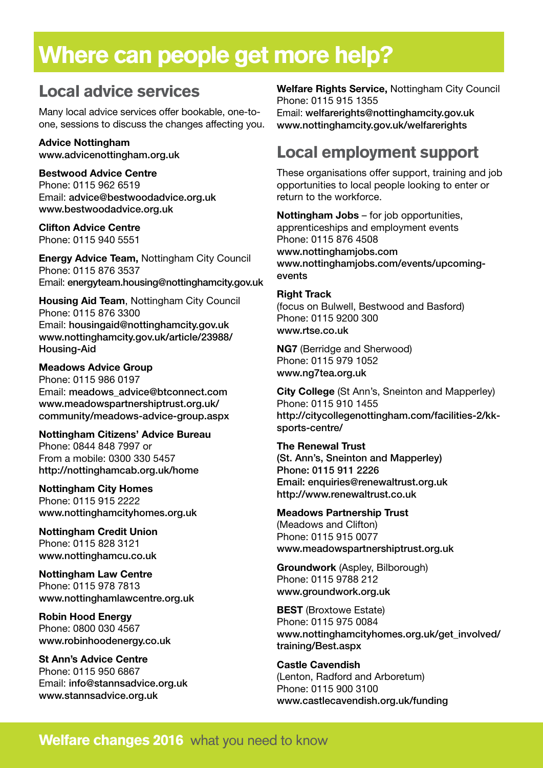# Where can people get more help?

## Local advice services

Many local advice services offer bookable, one-to-one, sessions to discuss the changes affecting you.

**Advice Nottingham**
www.advicenottingham.org.uk

**Bestwood Advice Centre**
Phone: 0115 962 6519
Email: advice@bestwoodadvice.org.uk
www.bestwoodadvice.org.uk

**Clifton Advice Centre**
Phone: 0115 940 5551

**Energy Advice Team,** Nottingham City Council
Phone: 0115 876 3537
Email: energyteam.housing@nottinghamcity.gov.uk

**Housing Aid Team**, Nottingham City Council
Phone: 0115 876 3300
Email: housingaid@nottinghamcity.gov.uk
www.nottinghamcity.gov.uk/article/23988/Housing-Aid

**Meadows Advice Group**
Phone: 0115 986 0197
Email: meadows_advice@btconnect.com
www.meadowspartnershiptrust.org.uk/community/meadows-advice-group.aspx

**Nottingham Citizens' Advice Bureau**
Phone: 0844 848 7997 or
From a mobile: 0300 330 5457
http://nottinghamcab.org.uk/home

**Nottingham City Homes**
Phone: 0115 915 2222
www.nottinghamcityhomes.org.uk

**Nottingham Credit Union**
Phone: 0115 828 3121
www.nottinghamcu.co.uk

**Nottingham Law Centre**
Phone: 0115 978 7813
www.nottinghamlawcentre.org.uk

**Robin Hood Energy**
Phone: 0800 030 4567
www.robinhoodenergy.co.uk

**St Ann's Advice Centre**
Phone: 0115 950 6867
Email: info@stannsadvice.org.uk
www.stannsadvice.org.uk

**Welfare Rights Service,** Nottingham City Council
Phone: 0115 915 1355
Email: welfarerights@nottinghamcity.gov.uk
www.nottinghamcity.gov.uk/welfarerights

## Local employment support

These organisations offer support, training and job opportunities to local people looking to enter or return to the workforce.

**Nottingham Jobs** – for job opportunities, apprenticeships and employment events
Phone: 0115 876 4508
www.nottinghamjobs.com
www.nottinghamjobs.com/events/upcoming-events

**Right Track**
(focus on Bulwell, Bestwood and Basford)
Phone: 0115 9200 300
www.rtse.co.uk

**NG7** (Berridge and Sherwood)
Phone: 0115 979 1052
www.ng7tea.org.uk

**City College** (St Ann's, Sneinton and Mapperley)
Phone: 0115 910 1455
http://citycollegenottingham.com/facilities-2/kk-sports-centre/

**The Renewal Trust**
**(St. Ann's, Sneinton and Mapperley)**
**Phone: 0115 911 2226**
Email: enquiries@renewaltrust.org.uk
http://www.renewaltrust.co.uk

**Meadows Partnership Trust**
(Meadows and Clifton)
Phone: 0115 915 0077
www.meadowspartnershiptrust.org.uk

**Groundwork** (Aspley, Bilborough)
Phone: 0115 9788 212
www.groundwork.org.uk

**BEST** (Broxtowe Estate)
Phone: 0115 975 0084
www.nottinghamcityhomes.org.uk/get_involved/training/Best.aspx

**Castle Cavendish**
(Lenton, Radford and Arboretum)
Phone: 0115 900 3100
www.castlecavendish.org.uk/funding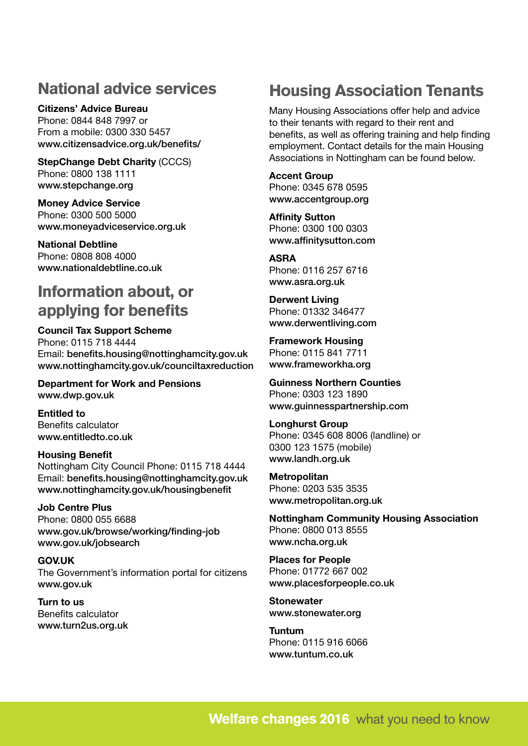## National advice services

**Citizens' Advice Bureau**
Phone: 0844 848 7997 or
From a mobile: 0300 330 5457
**www.citizensadvice.org.uk/benefits/**

**StepChange Debt Charity** (CCCS)
Phone: 0800 138 1111
**www.stepchange.org**

**Money Advice Service**
Phone: 0300 500 5000
**www.moneyadviceservice.org.uk**

**National Debtline**
Phone: 0808 808 4000
**www.nationaldebtline.co.uk**

## Information about, or applying for benefits

**Council Tax Support Scheme**
Phone: 0115 718 4444
Email: **benefits.housing@nottinghamcity.gov.uk**
**www.nottinghamcity.gov.uk/counciltaxreduction**

**Department for Work and Pensions**
**www.dwp.gov.uk**

**Entitled to**
Benefits calculator
**www.entitledto.co.uk**

**Housing Benefit**
Nottingham City Council Phone: 0115 718 4444
Email: **benefits.housing@nottinghamcity.gov.uk**
**www.nottinghamcity.gov.uk/housingbenefit**

**Job Centre Plus**
Phone: 0800 055 6688
**www.gov.uk/browse/working/finding-job**
**www.gov.uk/jobsearch**

**GOV.UK**
The Government's information portal for citizens
**www.gov.uk**

**Turn to us**
Benefits calculator
**www.turn2us.org.uk**

## Housing Association Tenants

Many Housing Associations offer help and advice to their tenants with regard to their rent and benefits, as well as offering training and help finding employment. Contact details for the main Housing Associations in Nottingham can be found below.

**Accent Group**
Phone: 0345 678 0595
**www.accentgroup.org**

**Affinity Sutton**
Phone: 0300 100 0303
**www.affinitysutton.com**

**ASRA**
Phone: 0116 257 6716
**www.asra.org.uk**

**Derwent Living**
Phone: 01332 346477
**www.derwentliving.com**

**Framework Housing**
Phone: 0115 841 7711
**www.frameworkha.org**

**Guinness Northern Counties**
Phone: 0303 123 1890
**www.guinnesspartnership.com**

**Longhurst Group**
Phone: 0345 608 8006 (landline) or
0300 123 1575 (mobile)
**www.landh.org.uk**

**Metropolitan**
Phone: 0203 535 3535
**www.metropolitan.org.uk**

**Nottingham Community Housing Association**
Phone: 0800 013 8555
**www.ncha.org.uk**

**Places for People**
Phone: 01772 667 002
**www.placesforpeople.co.uk**

**Stonewater**
**www.stonewater.org**

**Tuntum**
Phone: 0115 916 6066
**www.tuntum.co.uk**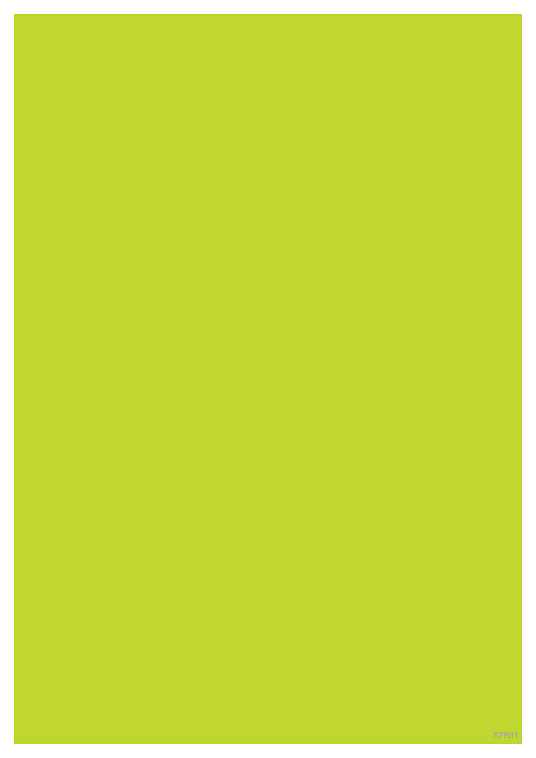52581